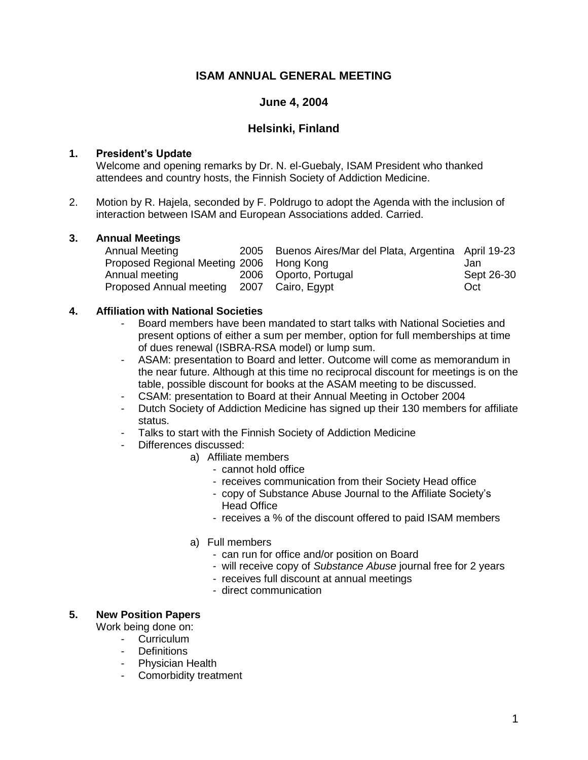# ISAM ANNUAL GENERAL MEETING

## June 4, 2004

## Helsinki, Finland

**1. President's Update**

Welcome and opening remarks by Dr. N. el-Guebaly, ISAM President who thanked attendees and country hosts, the Finnish Society of Addiction Medicine.

2. Motion by R. Hajela, seconded by F. Poldrugo to adopt the Agenda with the inclusion of interaction between ISAM and European Associations added. Carried.

**3. Annual Meetings**

| | | | |
|---|---|---|---|
| Annual Meeting | 2005 | Buenos Aires/Mar del Plata, Argentina | April 19-23 |
| Proposed Regional Meeting | 2006 | Hong Kong | Jan |
| Annual meeting | 2006 | Oporto, Portugal | Sept 26-30 |
| Proposed Annual meeting | 2007 | Cairo, Egypt | Oct |

**4. Affiliation with National Societies**

- Board members have been mandated to start talks with National Societies and present options of either a sum per member, option for full memberships at time of dues renewal (ISBRA-RSA model) or lump sum.
- ASAM: presentation to Board and letter. Outcome will come as memorandum in the near future. Although at this time no reciprocal discount for meetings is on the table, possible discount for books at the ASAM meeting to be discussed.
- CSAM: presentation to Board at their Annual Meeting in October 2004
- Dutch Society of Addiction Medicine has signed up their 130 members for affiliate status.
- Talks to start with the Finnish Society of Addiction Medicine
- Differences discussed:
  a) Affiliate members
     - cannot hold office
     - receives communication from their Society Head office
     - copy of Substance Abuse Journal to the Affiliate Society's Head Office
     - receives a % of the discount offered to paid ISAM members

  a) Full members
     - can run for office and/or position on Board
     - will receive copy of *Substance Abuse* journal free for 2 years
     - receives full discount at annual meetings
     - direct communication

**5. New Position Papers**

Work being done on:

- Curriculum
- Definitions
- Physician Health
- Comorbidity treatment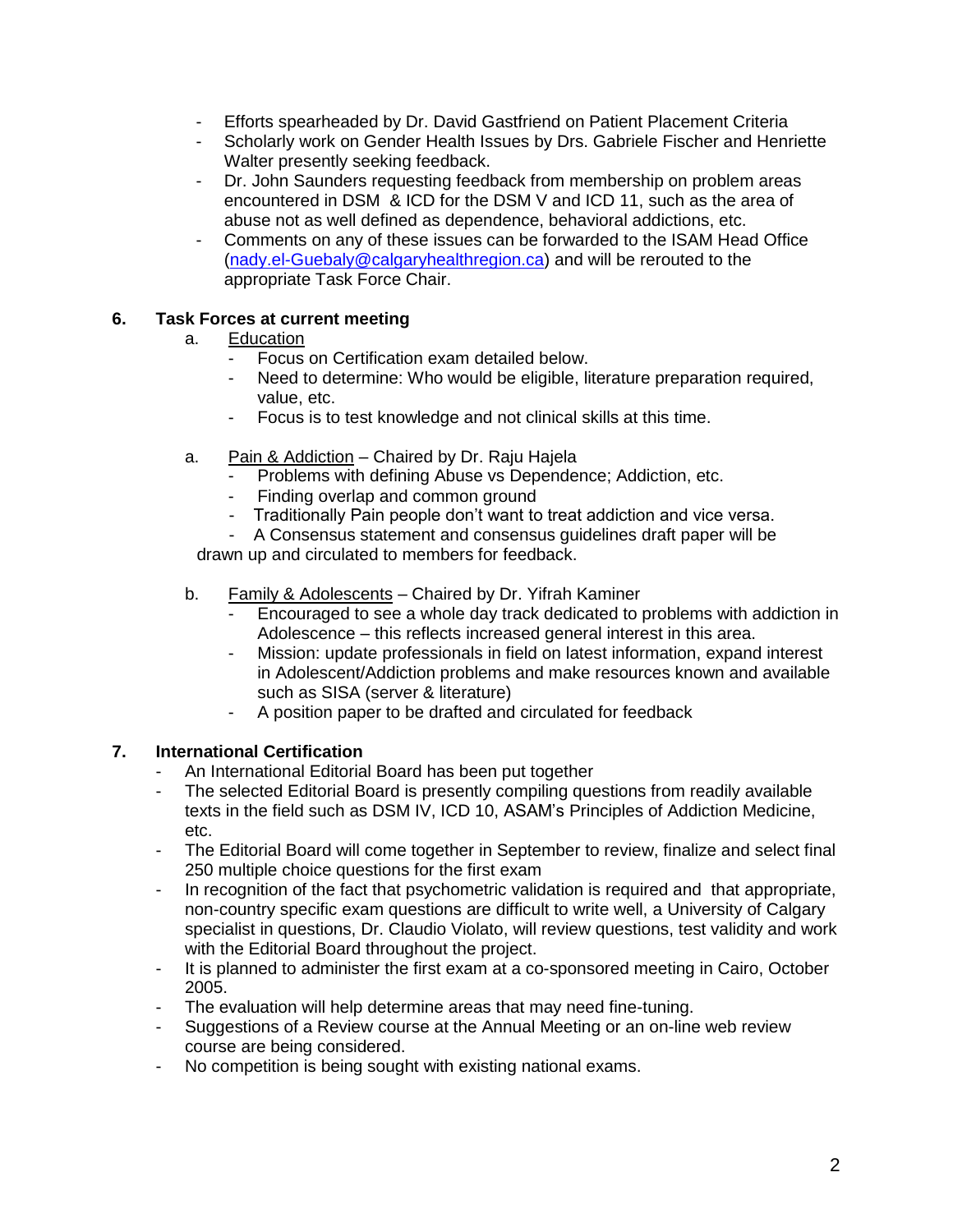- Efforts spearheaded by Dr. David Gastfriend on Patient Placement Criteria
- Scholarly work on Gender Health Issues by Drs. Gabriele Fischer and Henriette Walter presently seeking feedback.
- Dr. John Saunders requesting feedback from membership on problem areas encountered in DSM & ICD for the DSM V and ICD 11, such as the area of abuse not as well defined as dependence, behavioral addictions, etc.
- Comments on any of these issues can be forwarded to the ISAM Head Office (nady.el-Guebaly@calgaryhealthregion.ca) and will be rerouted to the appropriate Task Force Chair.

**6. Task Forces at current meeting**

a. Education
   - Focus on Certification exam detailed below.
   - Need to determine: Who would be eligible, literature preparation required, value, etc.
   - Focus is to test knowledge and not clinical skills at this time.

a. Pain & Addiction – Chaired by Dr. Raju Hajela
   - Problems with defining Abuse vs Dependence; Addiction, etc.
   - Finding overlap and common ground
   - Traditionally Pain people don't want to treat addiction and vice versa.
   - A Consensus statement and consensus guidelines draft paper will be drawn up and circulated to members for feedback.

b. Family & Adolescents – Chaired by Dr. Yifrah Kaminer
   - Encouraged to see a whole day track dedicated to problems with addiction in Adolescence – this reflects increased general interest in this area.
   - Mission: update professionals in field on latest information, expand interest in Adolescent/Addiction problems and make resources known and available such as SISA (server & literature)
   - A position paper to be drafted and circulated for feedback

**7. International Certification**

- An International Editorial Board has been put together
- The selected Editorial Board is presently compiling questions from readily available texts in the field such as DSM IV, ICD 10, ASAM's Principles of Addiction Medicine, etc.
- The Editorial Board will come together in September to review, finalize and select final 250 multiple choice questions for the first exam
- In recognition of the fact that psychometric validation is required and that appropriate, non-country specific exam questions are difficult to write well, a University of Calgary specialist in questions, Dr. Claudio Violato, will review questions, test validity and work with the Editorial Board throughout the project.
- It is planned to administer the first exam at a co-sponsored meeting in Cairo, October 2005.
- The evaluation will help determine areas that may need fine-tuning.
- Suggestions of a Review course at the Annual Meeting or an on-line web review course are being considered.
- No competition is being sought with existing national exams.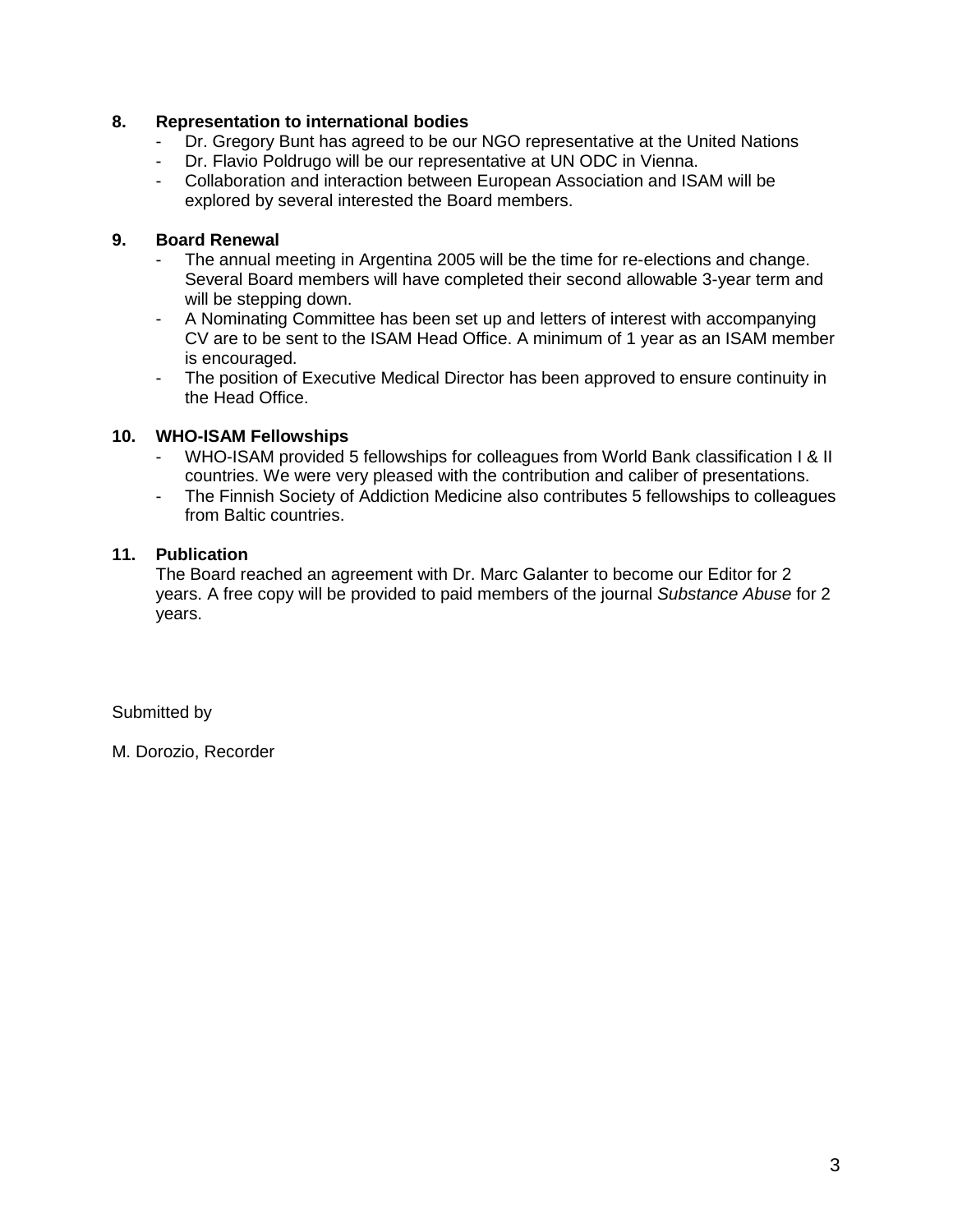**8. Representation to international bodies**

- Dr. Gregory Bunt has agreed to be our NGO representative at the United Nations
- Dr. Flavio Poldrugo will be our representative at UN ODC in Vienna.
- Collaboration and interaction between European Association and ISAM will be explored by several interested the Board members.

**9. Board Renewal**

- The annual meeting in Argentina 2005 will be the time for re-elections and change. Several Board members will have completed their second allowable 3-year term and will be stepping down.
- A Nominating Committee has been set up and letters of interest with accompanying CV are to be sent to the ISAM Head Office. A minimum of 1 year as an ISAM member is encouraged.
- The position of Executive Medical Director has been approved to ensure continuity in the Head Office.

**10. WHO-ISAM Fellowships**

- WHO-ISAM provided 5 fellowships for colleagues from World Bank classification I & II countries. We were very pleased with the contribution and caliber of presentations.
- The Finnish Society of Addiction Medicine also contributes 5 fellowships to colleagues from Baltic countries.

**11. Publication**

The Board reached an agreement with Dr. Marc Galanter to become our Editor for 2 years. A free copy will be provided to paid members of the journal *Substance Abuse* for 2 years.

Submitted by

M. Dorozio, Recorder